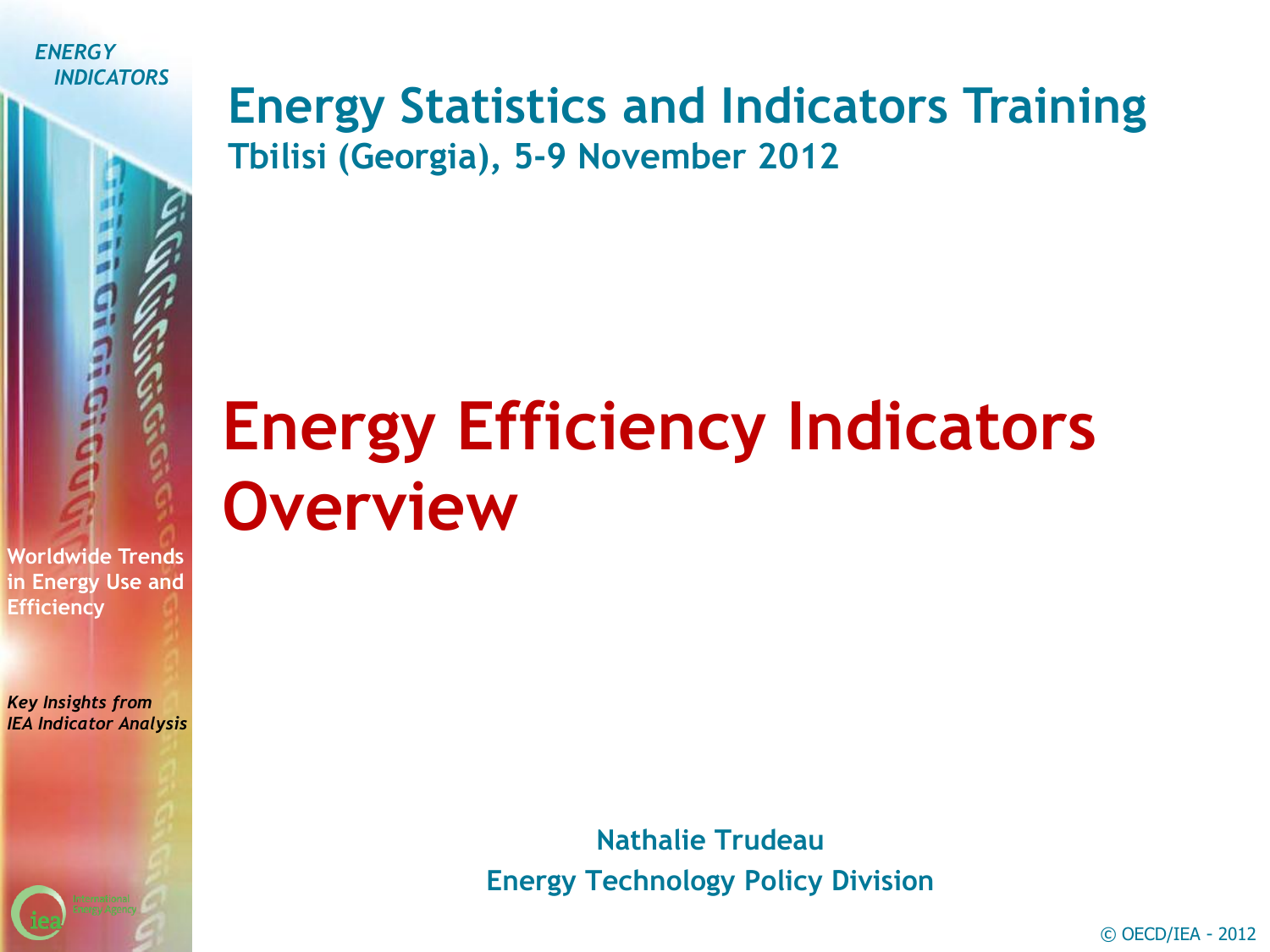*ENERGY INDICATORS*

## Energy Statistics and Indicators Training

**Tbilisi (Georgia), 5-9 November 2012**

# Energy Efficiency Indicators Overview

**Worldwide Trends in Energy Use and Efficiency**

***Key Insights from IEA Indicator Analysis***

**Nathalie Trudeau**

**Energy Technology Policy Division**

© OECD/IEA - 2012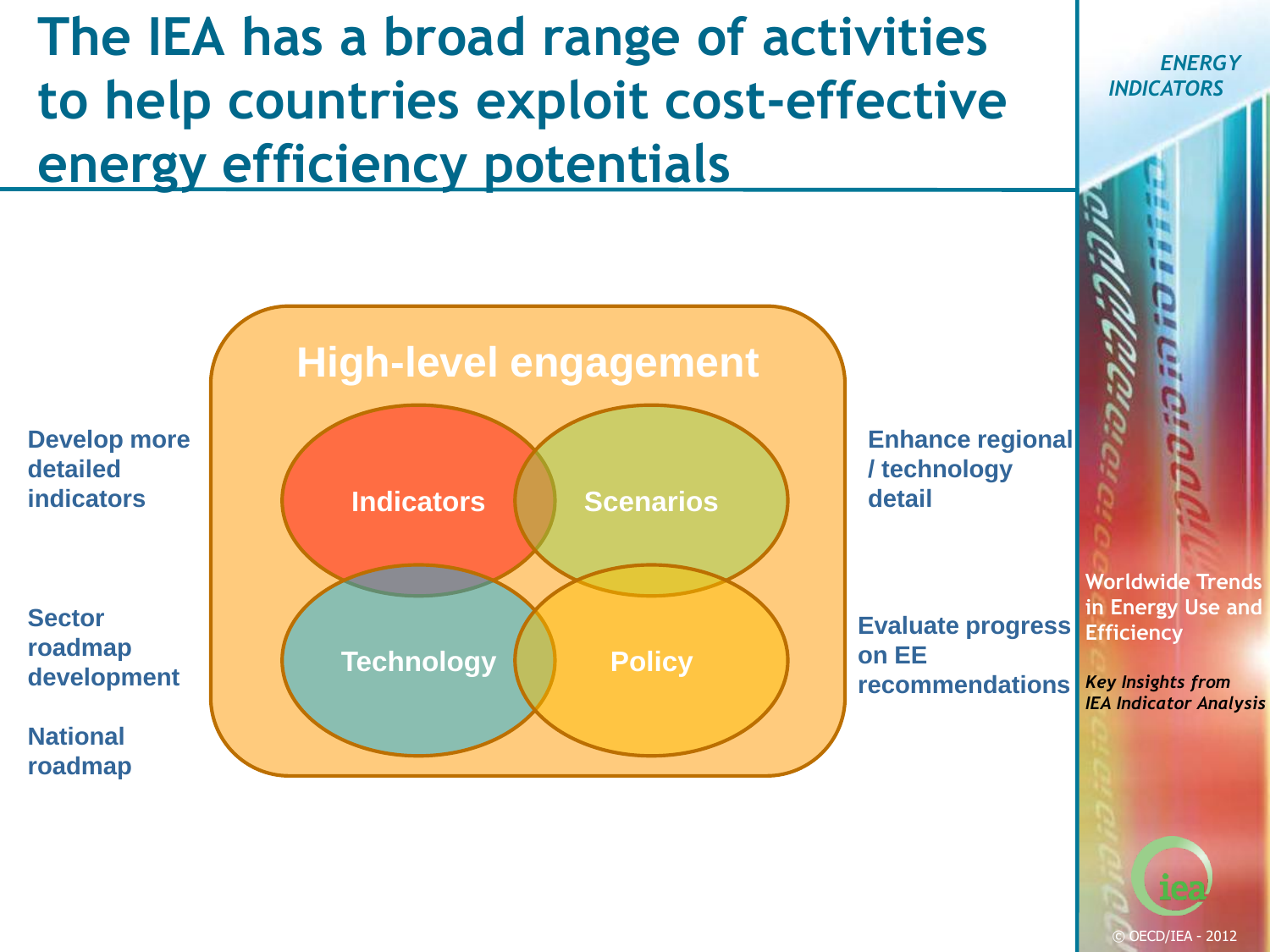# The IEA has a broad range of activities to help countries exploit cost-effective energy efficiency potentials

**High-level engagement**

**Indicators**

**Scenarios**

**Technology**

**Policy**

**Develop more detailed indicators**

**Sector roadmap development**

**National roadmap**

**Enhance regional / technology detail**

**Evaluate progress on EE recommendations**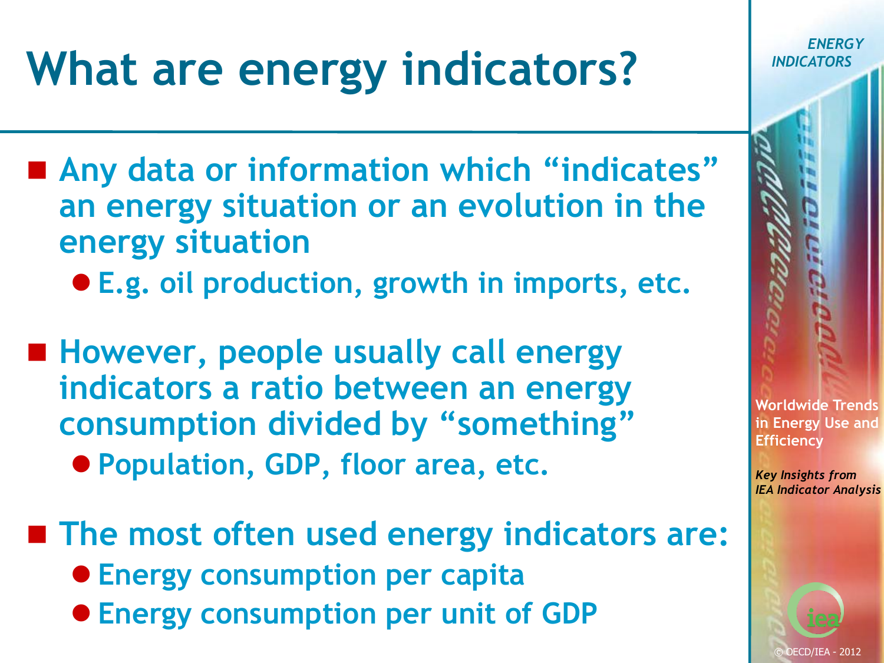# What are energy indicators?

- Any data or information which "indicates" an energy situation or an evolution in the energy situation
  - E.g. oil production, growth in imports, etc.
- However, people usually call energy indicators a ratio between an energy consumption divided by "something"
  - Population, GDP, floor area, etc.
- The most often used energy indicators are:
  - Energy consumption per capita
  - Energy consumption per unit of GDP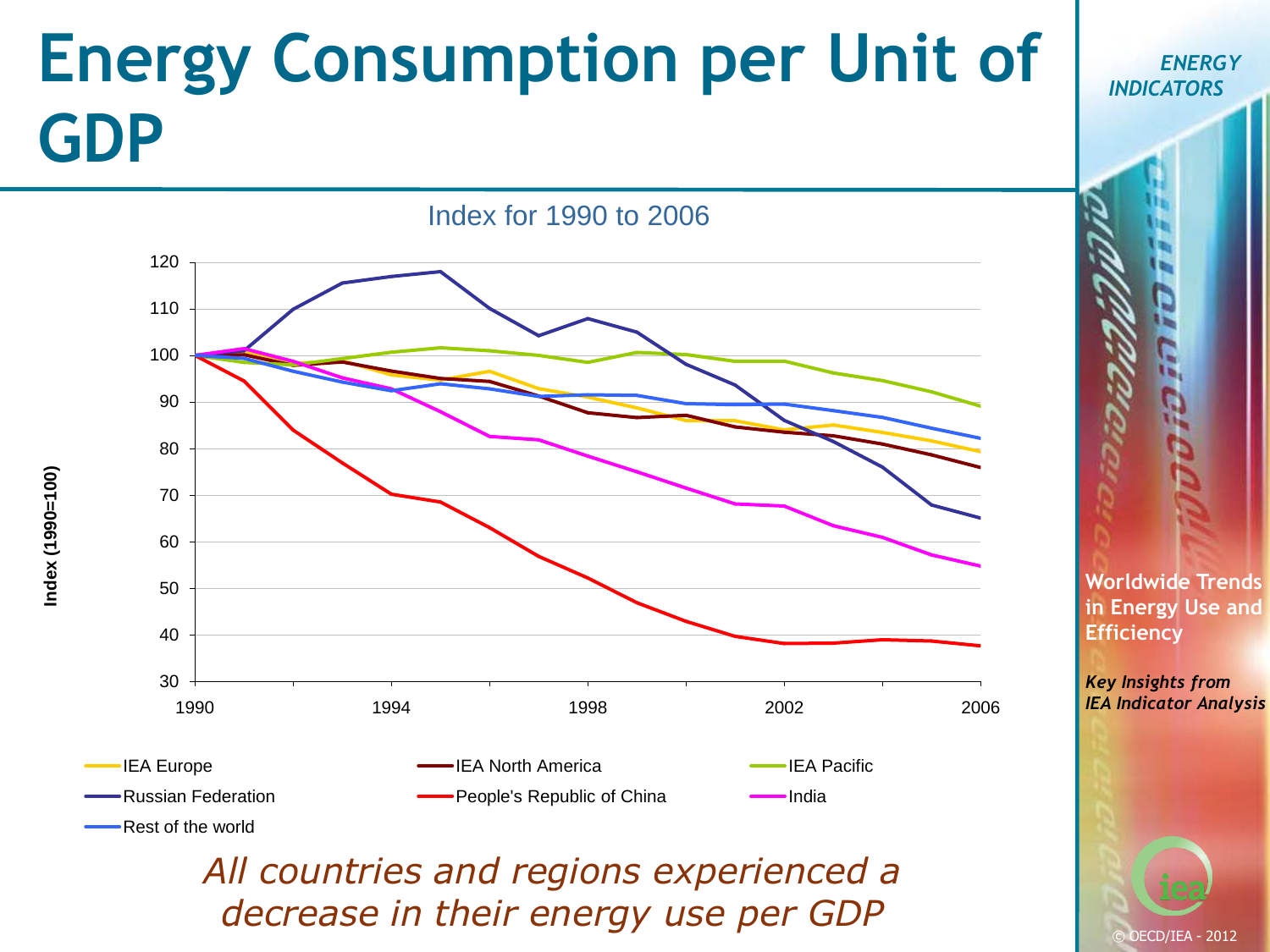# Energy Consumption per Unit of GDP

*ENERGY INDICATORS*

Index for 1990 to 2006

Index (1990=100)

120, 110, 100, 90, 80, 70, 60, 50, 40, 30

1990, 1994, 1998, 2002, 2006

IEA Europe — IEA North America — IEA Pacific — Russian Federation — People's Republic of China — India — Rest of the world

*All countries and regions experienced a decrease in their energy use per GDP*

**Worldwide Trends in Energy Use and Efficiency**

***Key Insights from IEA Indicator Analysis***

© OECD/IEA - 2012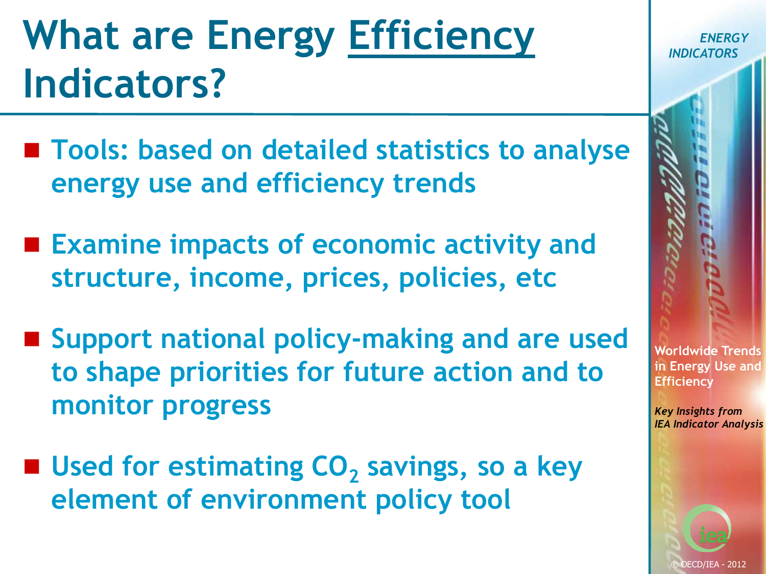# What are Energy Efficiency Indicators?

- Tools: based on detailed statistics to analyse energy use and efficiency trends
- Examine impacts of economic activity and structure, income, prices, policies, etc
- Support national policy-making and are used to shape priorities for future action and to monitor progress
- Used for estimating $CO_2$ savings, so a key element of environment policy tool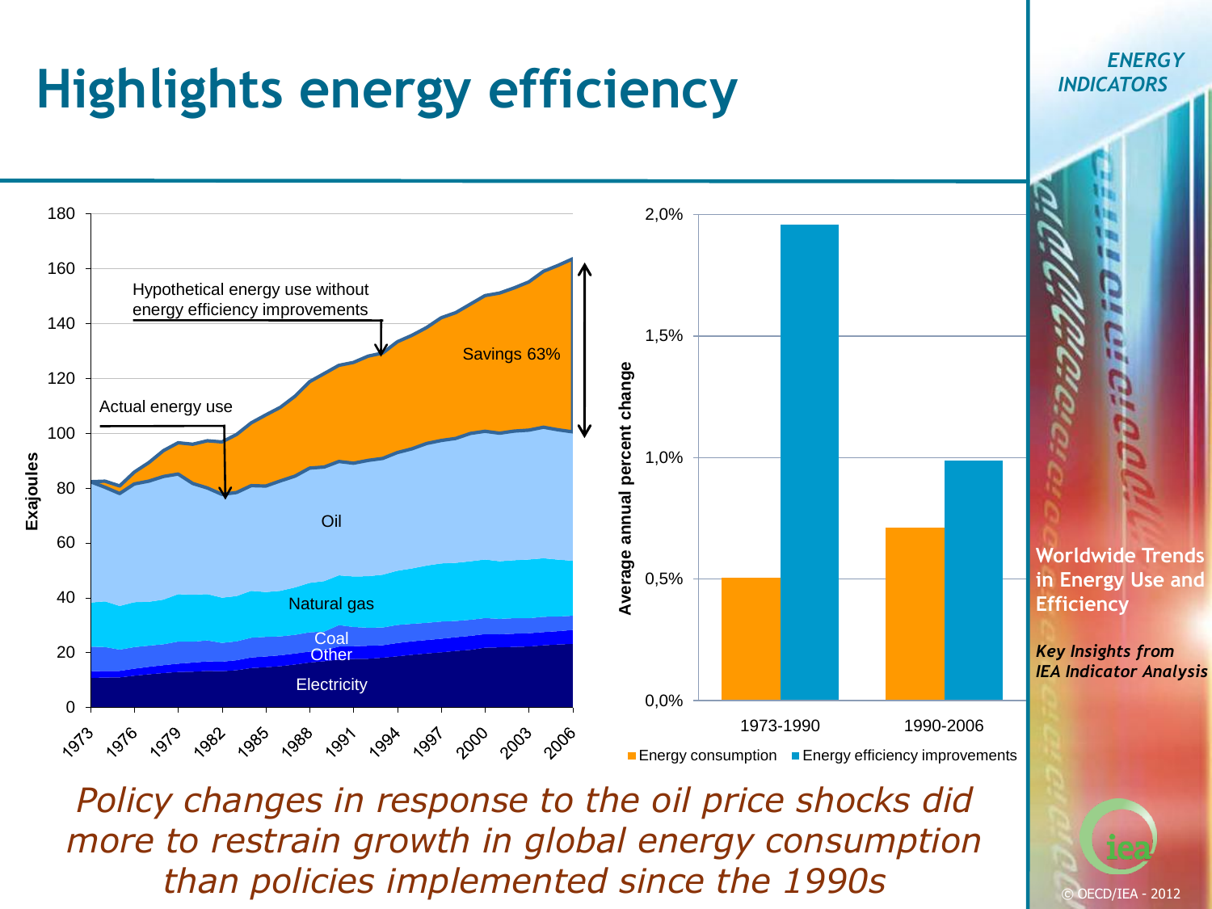# Highlights energy efficiency

ENERGY INDICATORS

Exajoules

Hypothetical energy use without energy efficiency improvements

Actual energy use

Savings 63%

Oil

Natural gas

Coal

Other

Electricity

1973 1976 1979 1982 1985 1988 1991 1994 1997 2000 2003 2006

Average annual percent change

| Period | Energy consumption | Energy efficiency improvements |
|---|---|---|
| 1973-1990 | 0,5% | 1,95% |
| 1990-2006 | 0,7% | 1,0% |

*Policy changes in response to the oil price shocks did more to restrain growth in global energy consumption than policies implemented since the 1990s*

**Worldwide Trends in Energy Use and Efficiency**

***Key Insights from IEA Indicator Analysis***

© OECD/IEA - 2012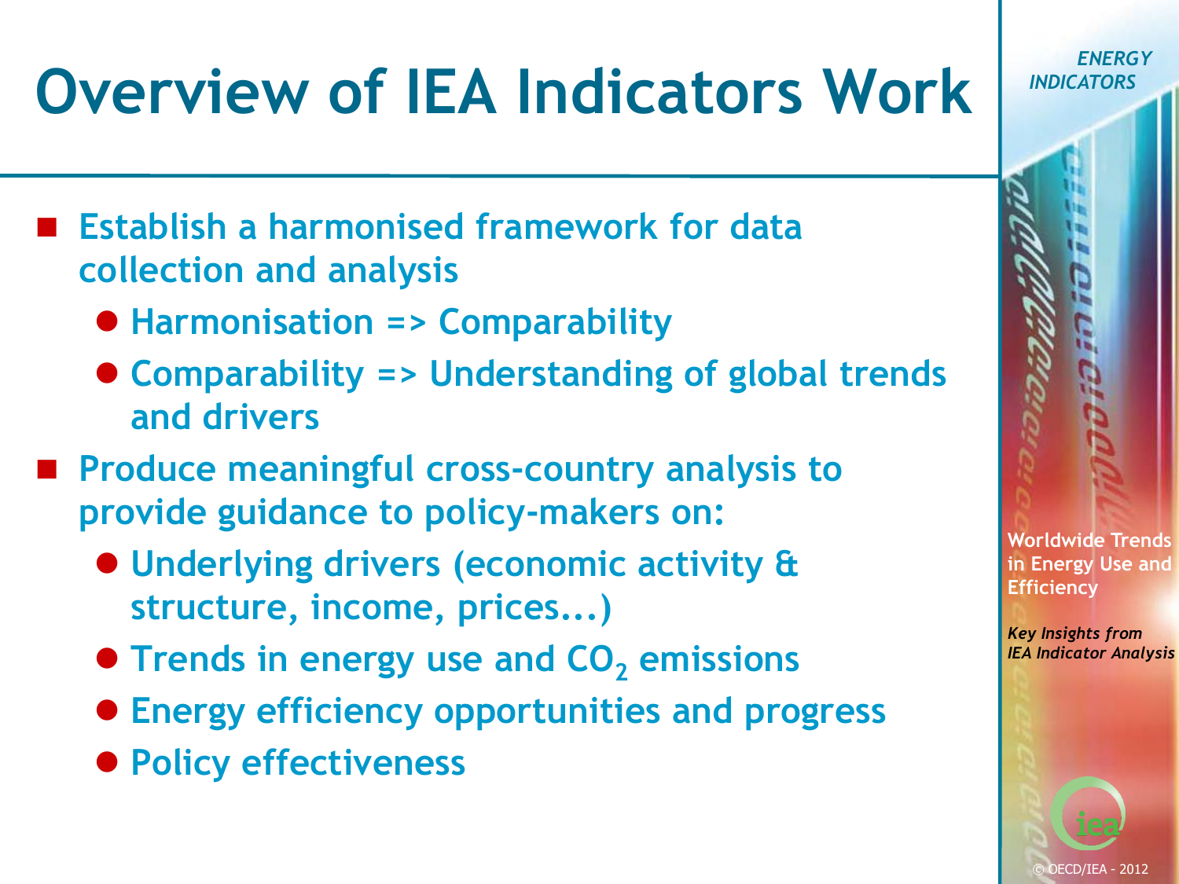# Overview of IEA Indicators Work

- **Establish a harmonised framework for data collection and analysis**
  - **Harmonisation => Comparability**
  - **Comparability => Understanding of global trends and drivers**
- **Produce meaningful cross-country analysis to provide guidance to policy-makers on:**
  - **Underlying drivers (economic activity & structure, income, prices...)**
  - **Trends in energy use and $CO_2$ emissions**
  - **Energy efficiency opportunities and progress**
  - **Policy effectiveness**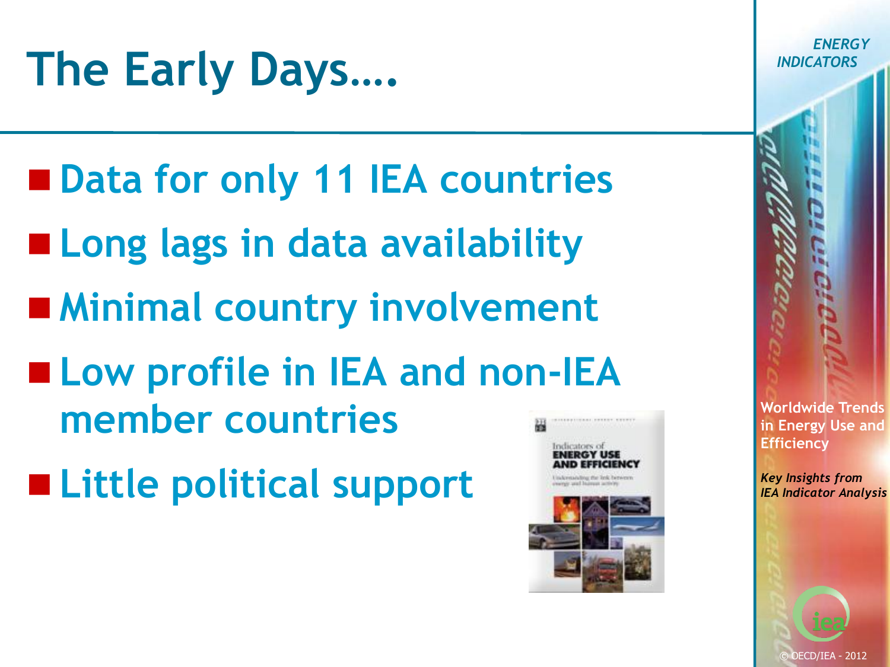# The Early Days….

- Data for only 11 IEA countries
- Long lags in data availability
- Minimal country involvement
- Low profile in IEA and non-IEA member countries
- Little political support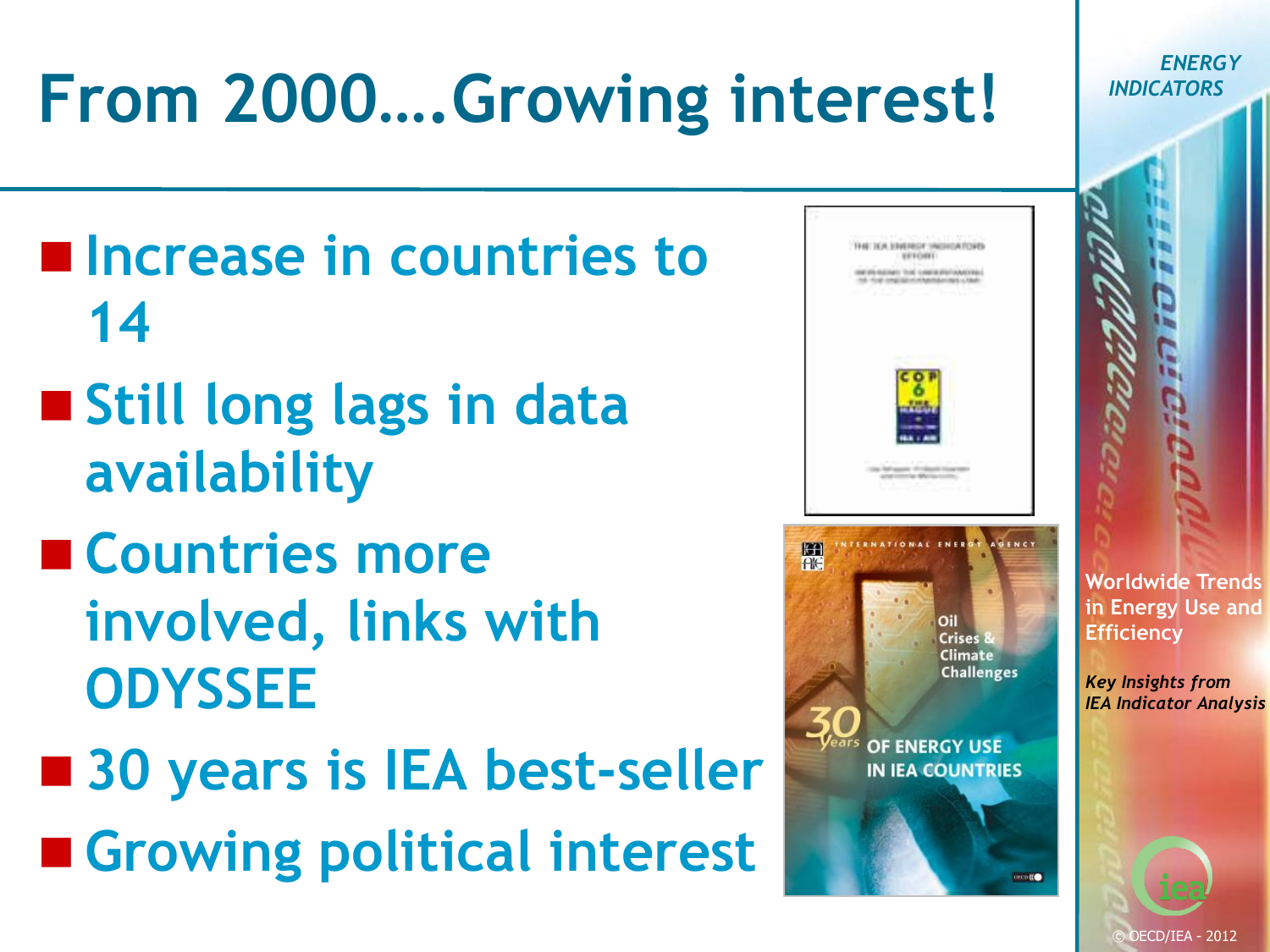# From 2000….Growing interest!

- Increase in countries to 14
- Still long lags in data availability
- Countries more involved, links with ODYSSEE
- 30 years is IEA best-seller
- Growing political interest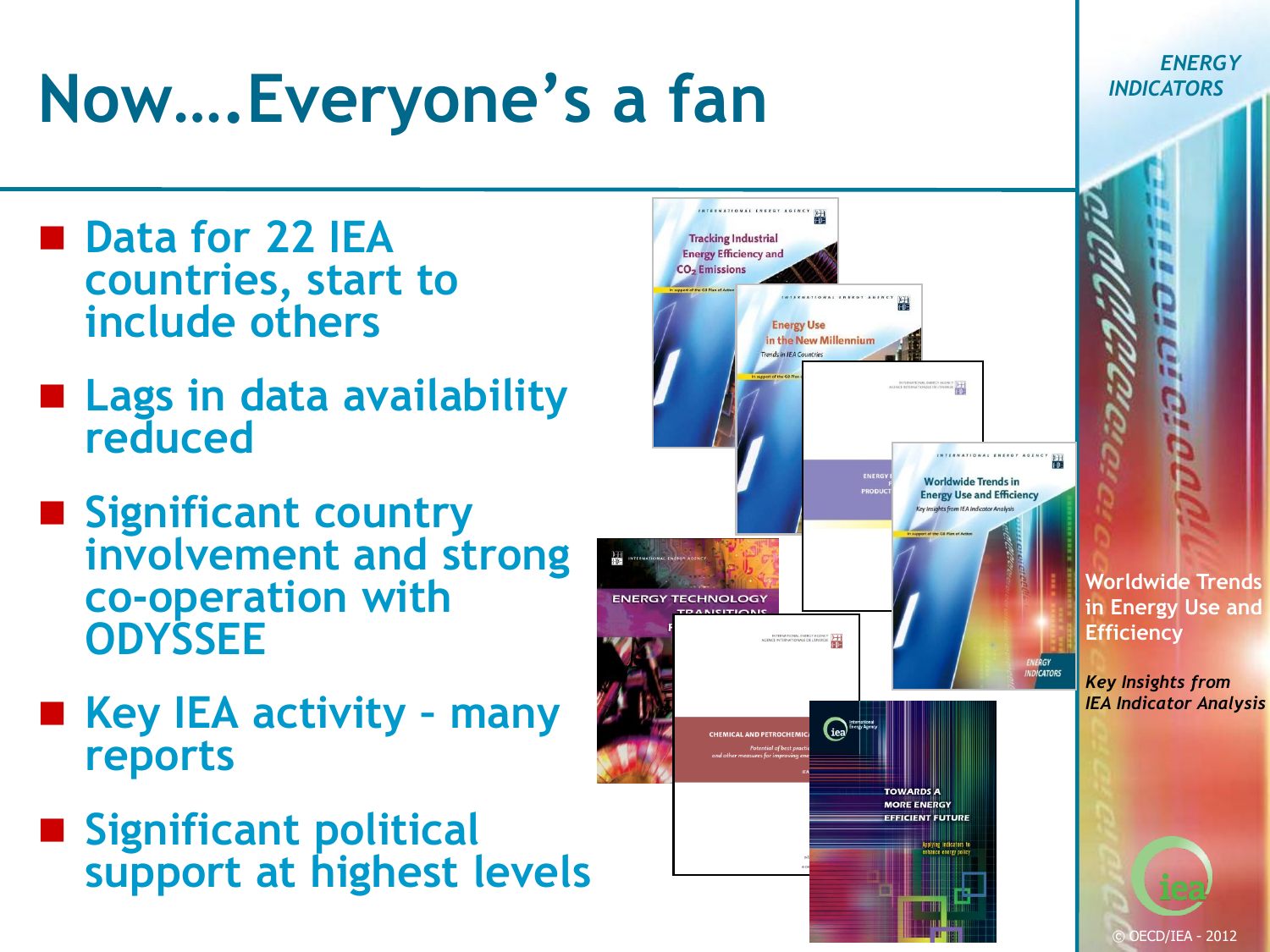# Now….Everyone's a fan

- Data for 22 IEA countries, start to include others
- Lags in data availability reduced
- Significant country involvement and strong co-operation with ODYSSEE
- Key IEA activity – many reports
- Significant political support at highest levels

*ENERGY INDICATORS*

**Worldwide Trends in Energy Use and Efficiency**

***Key Insights from IEA Indicator Analysis***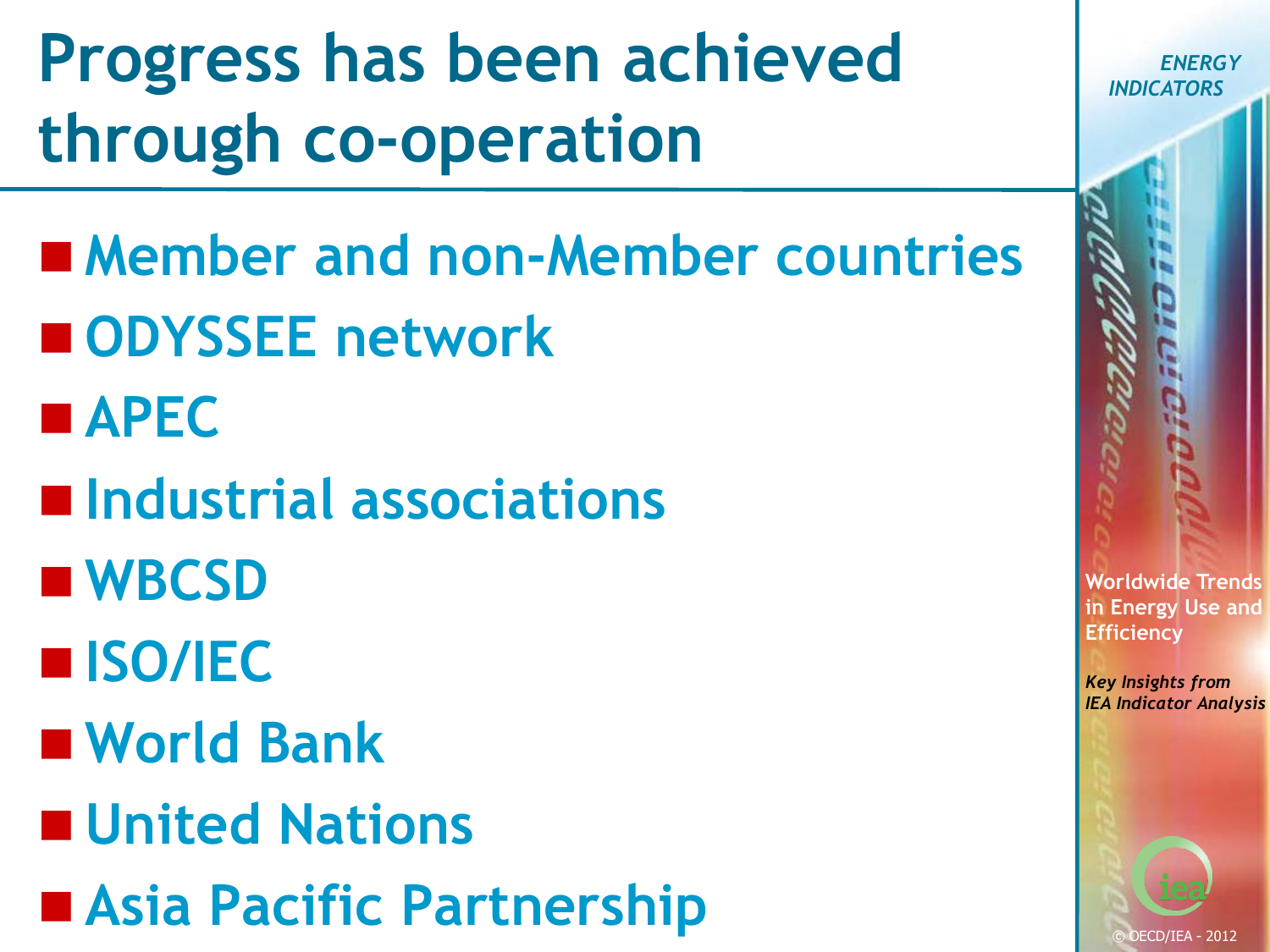# Progress has been achieved through co-operation

- Member and non-Member countries
- ODYSSEE network
- APEC
- Industrial associations
- WBCSD
- ISO/IEC
- World Bank
- United Nations
- Asia Pacific Partnership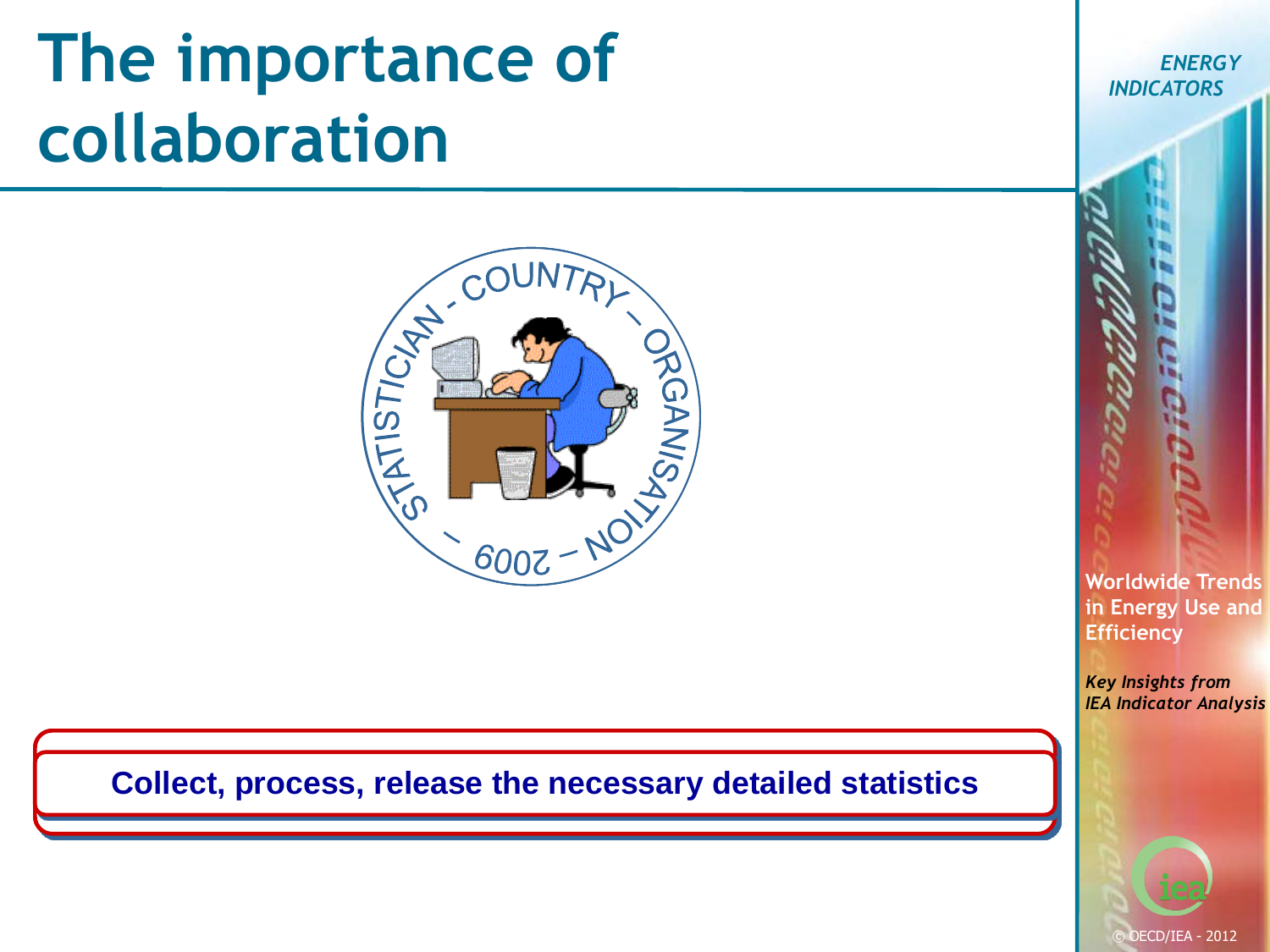# The importance of collaboration

STATISTICIAN - COUNTRY - ORGANISATION - 2009

**Collect, process, release the necessary detailed statistics**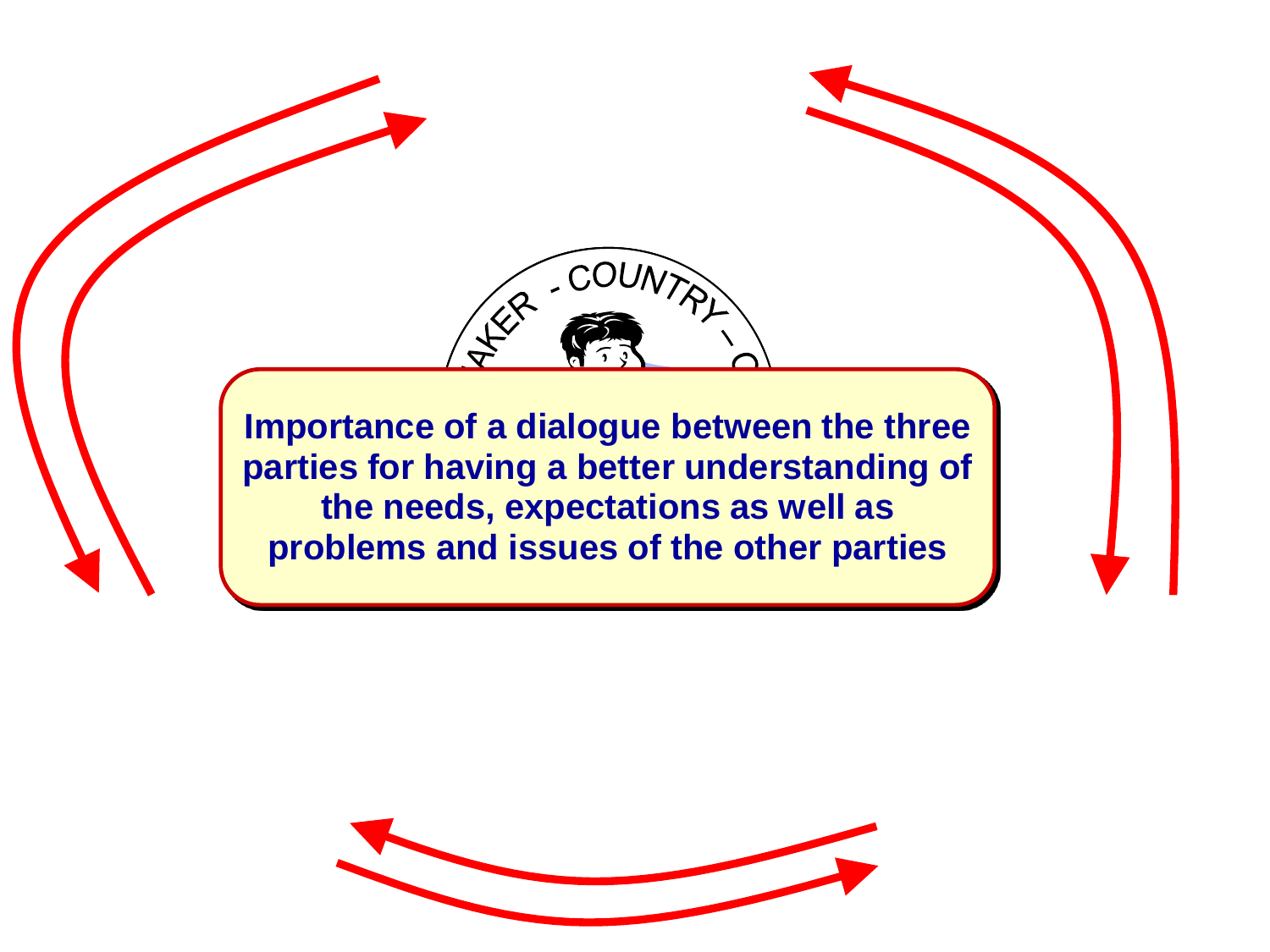Importance of a dialogue between the three parties for having a better understanding of the needs, expectations as well as problems and issues of the other parties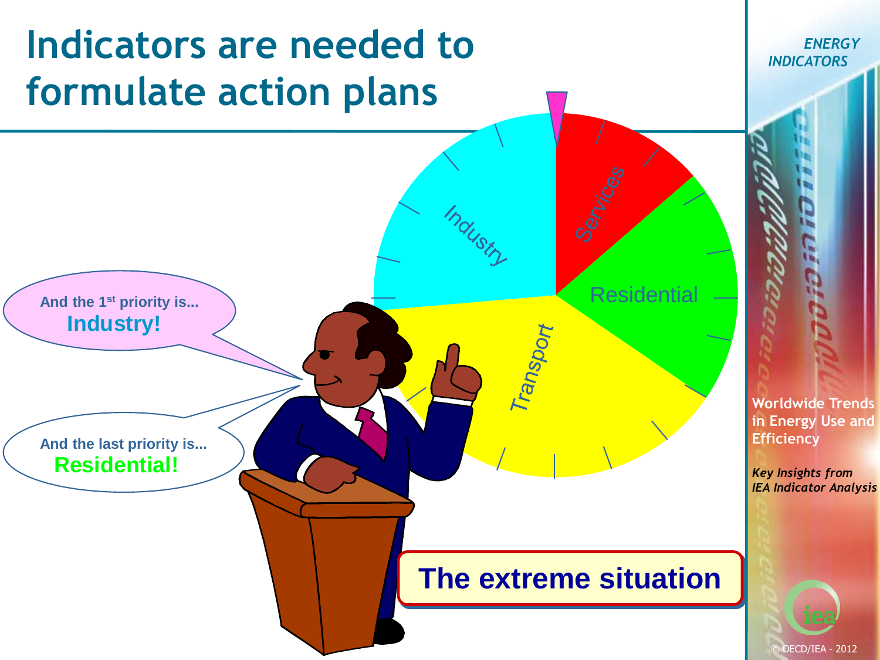# Indicators are needed to formulate action plans

Industry

Services

Residential

Transport

And the 1st priority is...
**Industry!**

And the last priority is...
**Residential!**

**The extreme situation**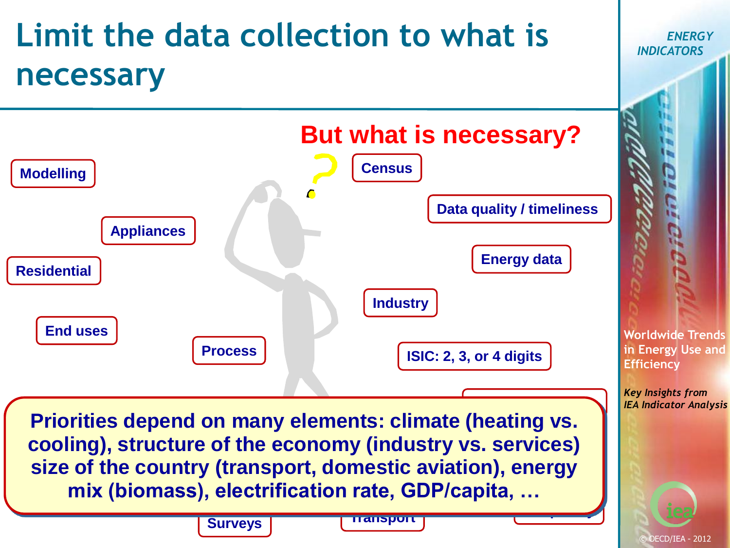# Limit the data collection to what is necessary

**But what is necessary?**

- Modelling
- Census
- Data quality / timeliness
- Appliances
- Residential
- Energy data
- Industry
- End uses
- Process
- ISIC: 2, 3, or 4 digits
- Surveys
- Transport

**Priorities depend on many elements: climate (heating vs. cooling), structure of the economy (industry vs. services) size of the country (transport, domestic aviation), energy mix (biomass), electrification rate, GDP/capita, …**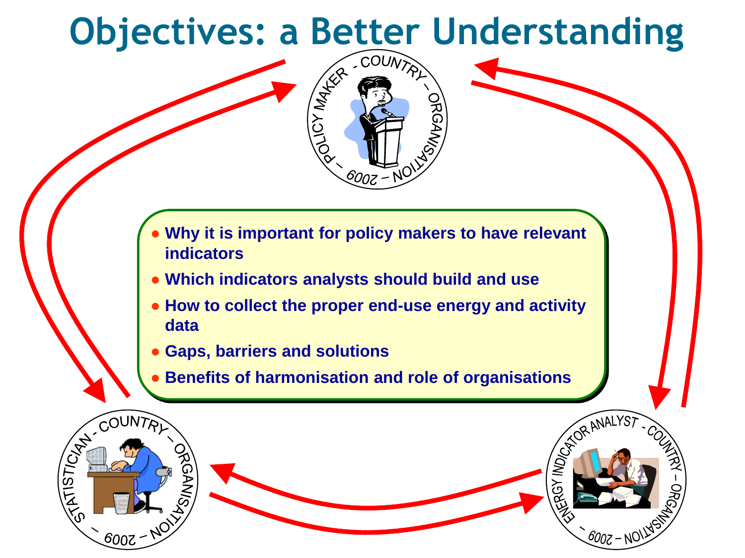# Objectives: a Better Understanding

- Why it is important for policy makers to have relevant indicators
- Which indicators analysts should build and use
- How to collect the proper end-use energy and activity data
- Gaps, barriers and solutions
- Benefits of harmonisation and role of organisations

POLICY MAKER - COUNTRY – ORGANISATION – 2009 –

STATISTICIAN - COUNTRY – ORGANISATION – 2009 –

ENERGY INDICATOR ANALYST - COUNTRY – ORGANISATION – 2009 –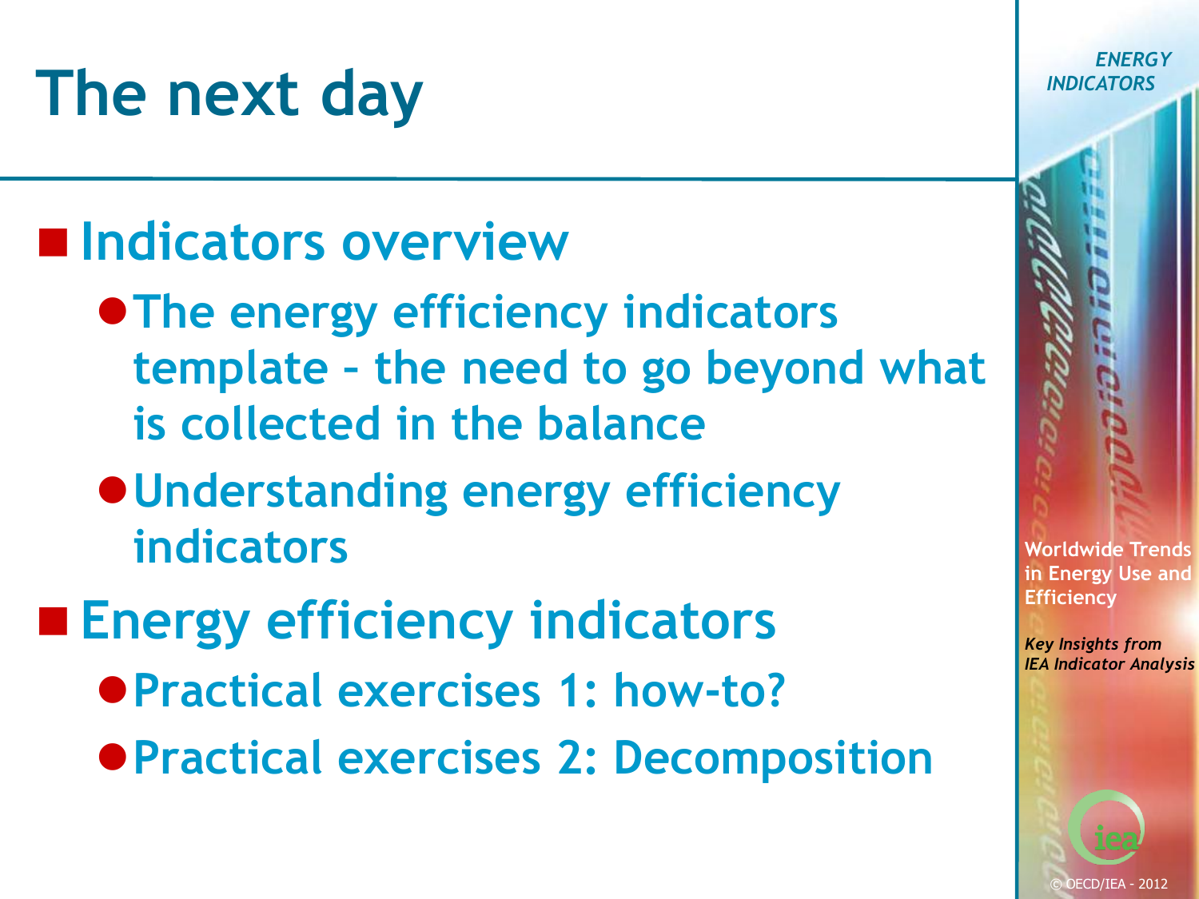# The next day

- Indicators overview
  - The energy efficiency indicators template – the need to go beyond what is collected in the balance
  - Understanding energy efficiency indicators
- Energy efficiency indicators
  - Practical exercises 1: how-to?
  - Practical exercises 2: Decomposition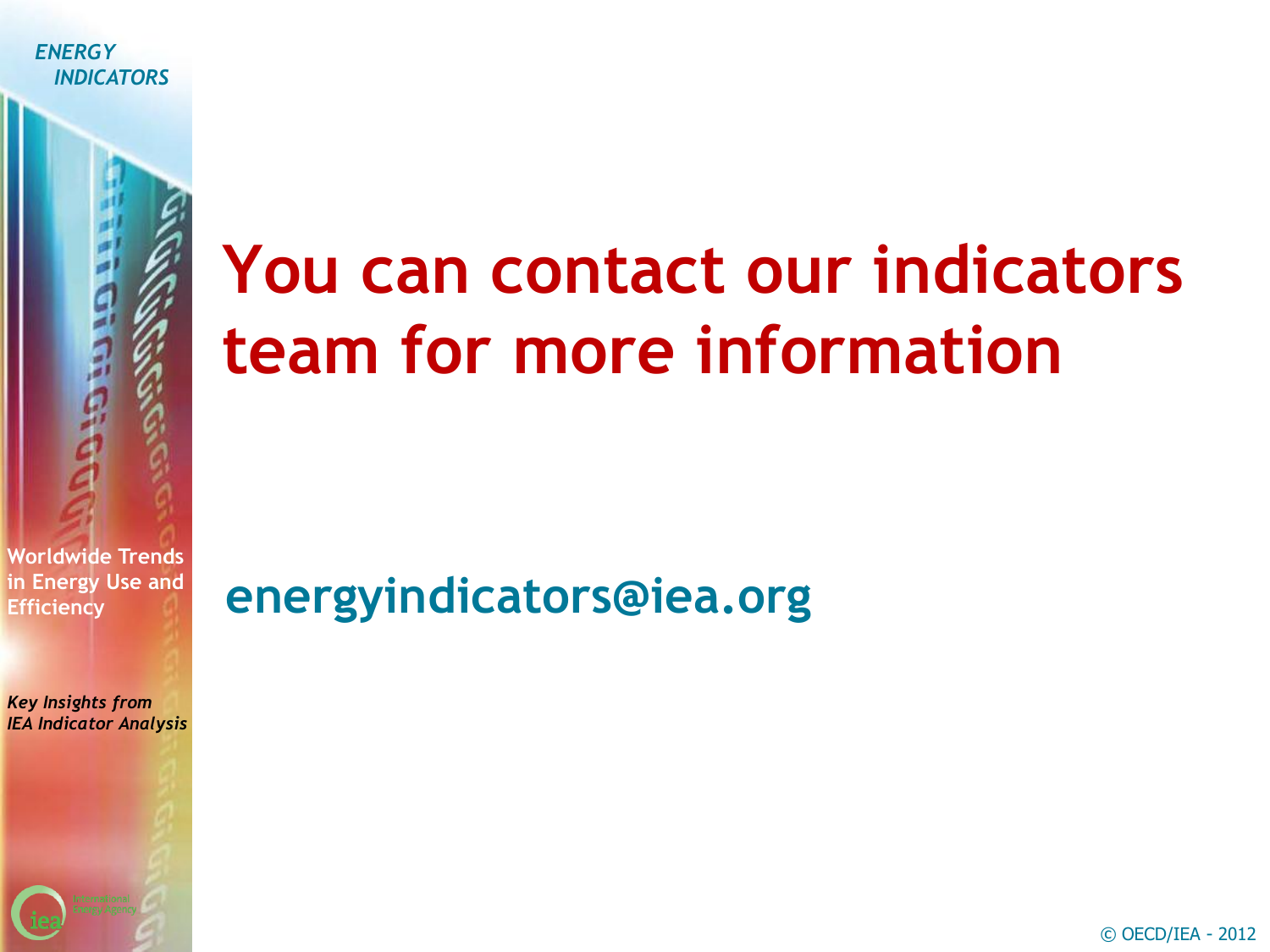# You can contact our indicators team for more information

**energyindicators@iea.org**